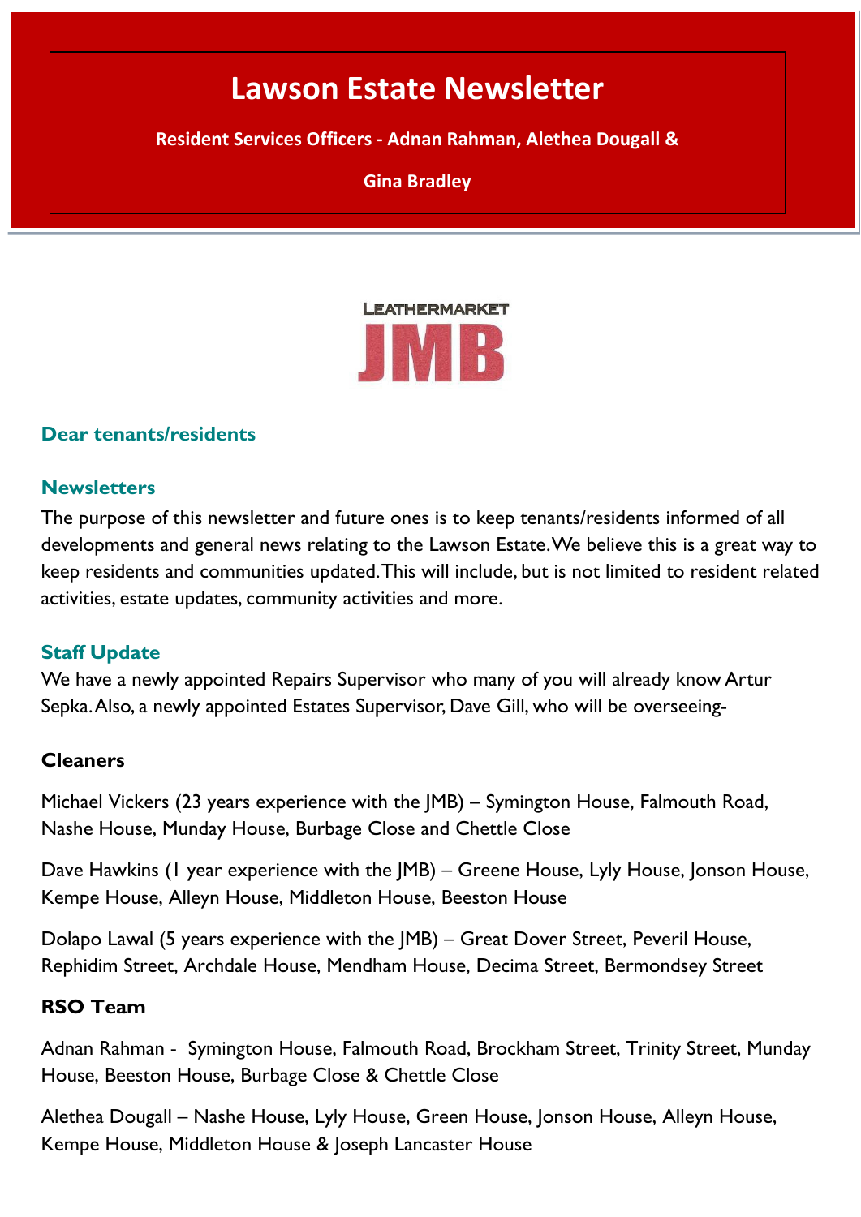# Lawson Estate Newsletter

**Resident Services Officers - Adnan Rahman, Alethea Dougall & Gina Bradley**

LEATHERMARKET JMB

### Dear tenants/residents

### Newsletters

The purpose of this newsletter and future ones is to keep tenants/residents informed of all developments and general news relating to the Lawson Estate. We believe this is a great way to keep residents and communities updated. This will include, but is not limited to resident related activities, estate updates, community activities and more.

### Staff Update

We have a newly appointed Repairs Supervisor who many of you will already know Artur Sepka. Also, a newly appointed Estates Supervisor, Dave Gill, who will be overseeing-

**Cleaners**

Michael Vickers (23 years experience with the JMB) – Symington House, Falmouth Road, Nashe House, Munday House, Burbage Close and Chettle Close

Dave Hawkins (1 year experience with the JMB) – Greene House, Lyly House, Jonson House, Kempe House, Alleyn House, Middleton House, Beeston House

Dolapo Lawal (5 years experience with the JMB) – Great Dover Street, Peveril House, Rephidim Street, Archdale House, Mendham House, Decima Street, Bermondsey Street

**RSO Team**

Adnan Rahman - Symington House, Falmouth Road, Brockham Street, Trinity Street, Munday House, Beeston House, Burbage Close & Chettle Close

Alethea Dougall – Nashe House, Lyly House, Green House, Jonson House, Alleyn House, Kempe House, Middleton House & Joseph Lancaster House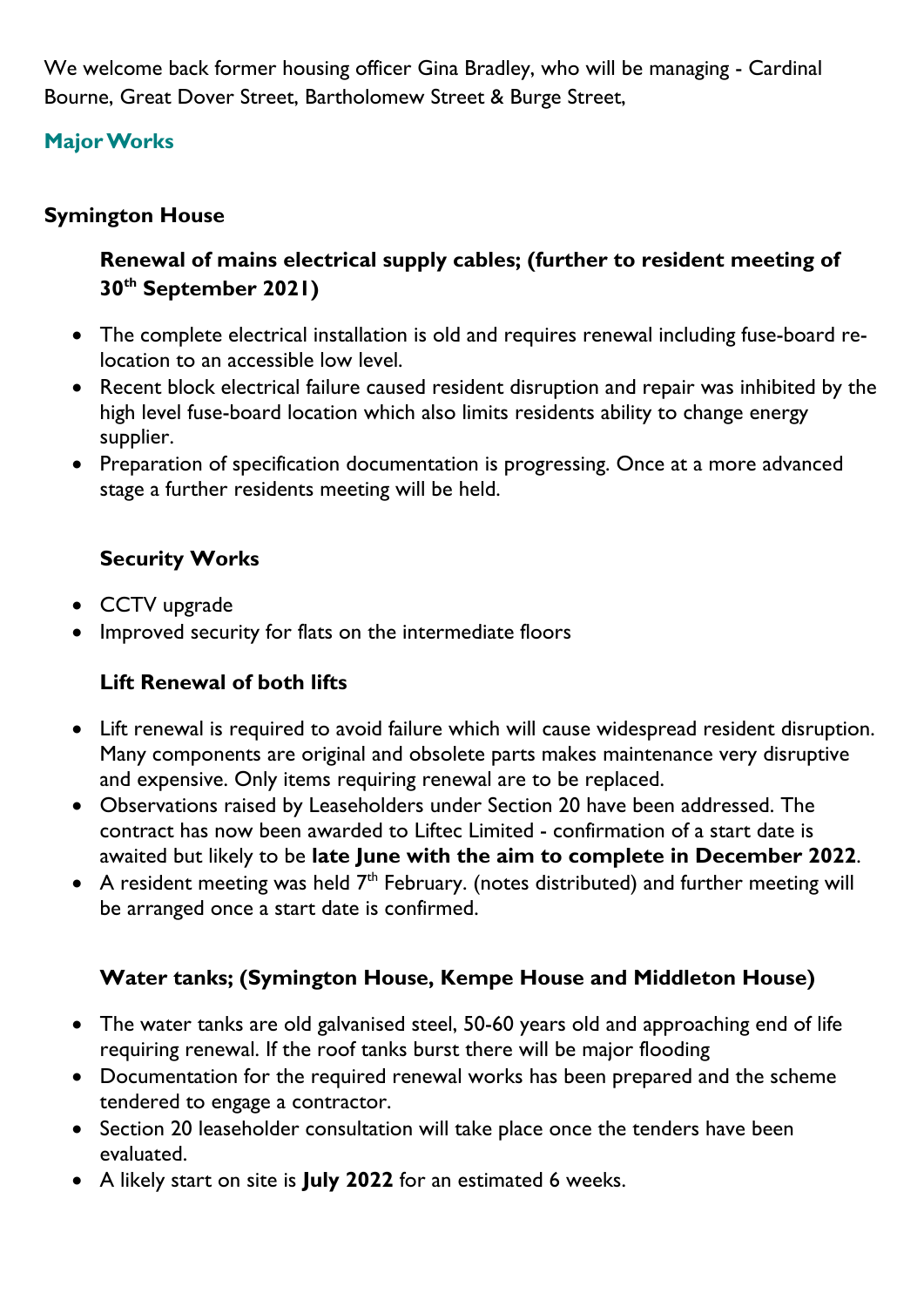We welcome back former housing officer Gina Bradley, who will be managing - Cardinal Bourne, Great Dover Street, Bartholomew Street & Burge Street,

## Major Works

### Symington House

**Renewal of mains electrical supply cables; (further to resident meeting of 30th September 2021)**

- The complete electrical installation is old and requires renewal including fuse-board re-location to an accessible low level.
- Recent block electrical failure caused resident disruption and repair was inhibited by the high level fuse-board location which also limits residents ability to change energy supplier.
- Preparation of specification documentation is progressing. Once at a more advanced stage a further residents meeting will be held.

**Security Works**

- CCTV upgrade
- Improved security for flats on the intermediate floors

**Lift Renewal of both lifts**

- Lift renewal is required to avoid failure which will cause widespread resident disruption. Many components are original and obsolete parts makes maintenance very disruptive and expensive. Only items requiring renewal are to be replaced.
- Observations raised by Leaseholders under Section 20 have been addressed. The contract has now been awarded to Liftec Limited - confirmation of a start date is awaited but likely to be **late June with the aim to complete in December 2022**.
- A resident meeting was held 7th February. (notes distributed) and further meeting will be arranged once a start date is confirmed.

**Water tanks; (Symington House, Kempe House and Middleton House)**

- The water tanks are old galvanised steel, 50-60 years old and approaching end of life requiring renewal. If the roof tanks burst there will be major flooding
- Documentation for the required renewal works has been prepared and the scheme tendered to engage a contractor.
- Section 20 leaseholder consultation will take place once the tenders have been evaluated.
- A likely start on site is **July 2022** for an estimated 6 weeks.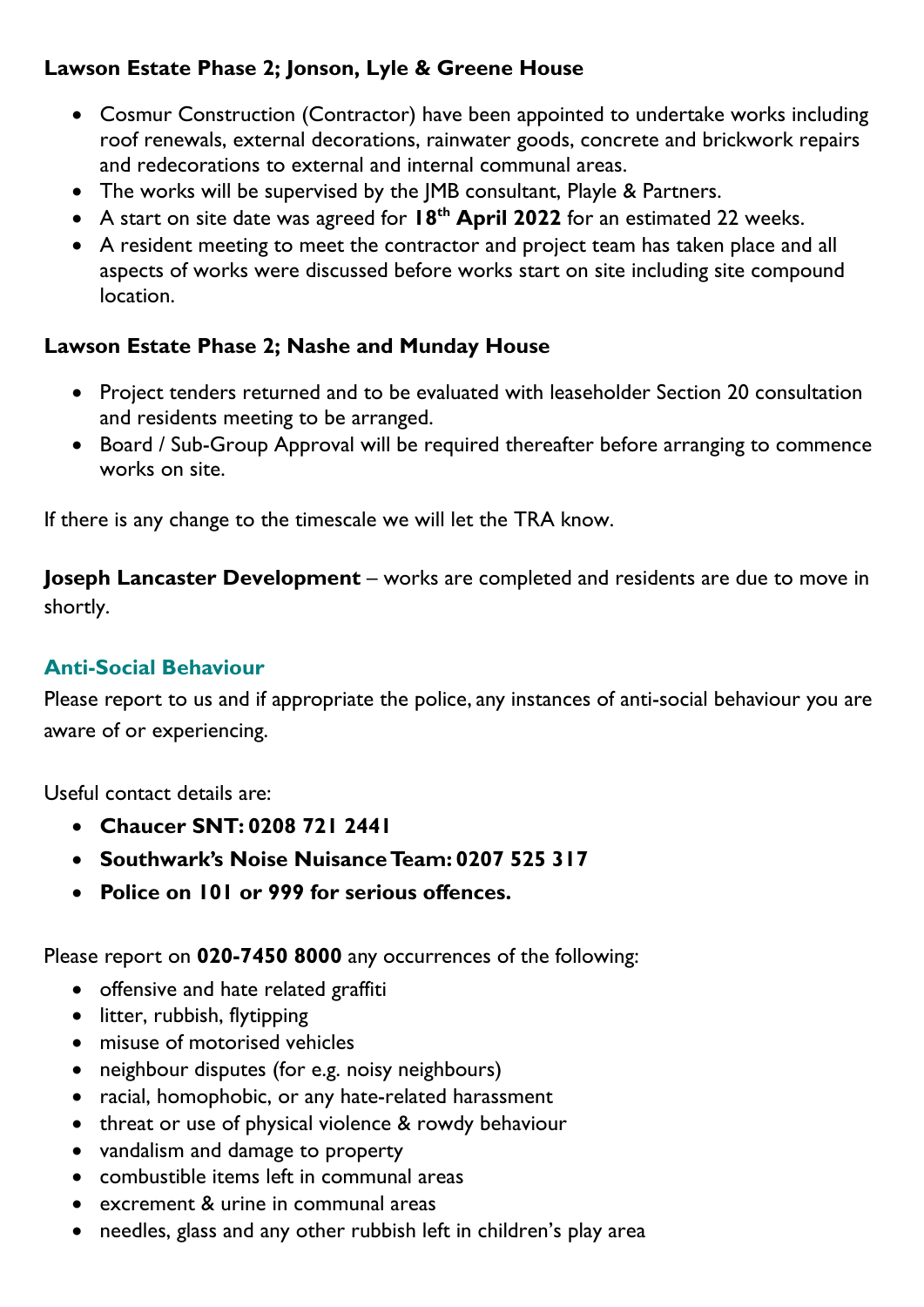**Lawson Estate Phase 2; Jonson, Lyle & Greene House**

- Cosmur Construction (Contractor) have been appointed to undertake works including roof renewals, external decorations, rainwater goods, concrete and brickwork repairs and redecorations to external and internal communal areas.
- The works will be supervised by the JMB consultant, Playle & Partners.
- A start on site date was agreed for **18th April 2022** for an estimated 22 weeks.
- A resident meeting to meet the contractor and project team has taken place and all aspects of works were discussed before works start on site including site compound location.

**Lawson Estate Phase 2; Nashe and Munday House**

- Project tenders returned and to be evaluated with leaseholder Section 20 consultation and residents meeting to be arranged.
- Board / Sub-Group Approval will be required thereafter before arranging to commence works on site.

If there is any change to the timescale we will let the TRA know.

**Joseph Lancaster Development** – works are completed and residents are due to move in shortly.

## Anti-Social Behaviour

Please report to us and if appropriate the police, any instances of anti-social behaviour you are aware of or experiencing.

Useful contact details are:

- **Chaucer SNT: 0208 721 2441**
- **Southwark's Noise Nuisance Team: 0207 525 317**
- **Police on 101 or 999 for serious offences.**

Please report on **020-7450 8000** any occurrences of the following:

- offensive and hate related graffiti
- litter, rubbish, flytipping
- misuse of motorised vehicles
- neighbour disputes (for e.g. noisy neighbours)
- racial, homophobic, or any hate-related harassment
- threat or use of physical violence & rowdy behaviour
- vandalism and damage to property
- combustible items left in communal areas
- excrement & urine in communal areas
- needles, glass and any other rubbish left in children's play area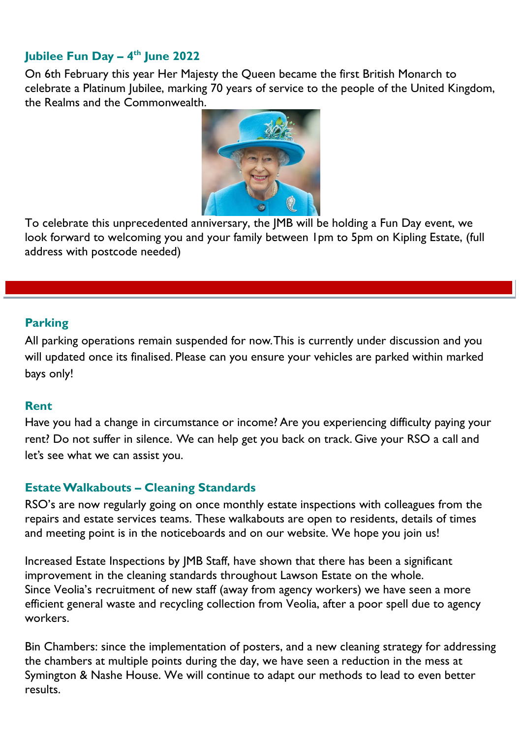## Jubilee Fun Day – 4th June 2022

On 6th February this year Her Majesty the Queen became the first British Monarch to celebrate a Platinum Jubilee, marking 70 years of service to the people of the United Kingdom, the Realms and the Commonwealth.

To celebrate this unprecedented anniversary, the JMB will be holding a Fun Day event, we look forward to welcoming you and your family between 1pm to 5pm on Kipling Estate, (full address with postcode needed)

---

## Parking

All parking operations remain suspended for now. This is currently under discussion and you will updated once its finalised. Please can you ensure your vehicles are parked within marked bays only!

## Rent

Have you had a change in circumstance or income? Are you experiencing difficulty paying your rent? Do not suffer in silence. We can help get you back on track. Give your RSO a call and let's see what we can assist you.

## Estate Walkabouts – Cleaning Standards

RSO's are now regularly going on once monthly estate inspections with colleagues from the repairs and estate services teams. These walkabouts are open to residents, details of times and meeting point is in the noticeboards and on our website. We hope you join us!

Increased Estate Inspections by JMB Staff, have shown that there has been a significant improvement in the cleaning standards throughout Lawson Estate on the whole.
Since Veolia's recruitment of new staff (away from agency workers) we have seen a more efficient general waste and recycling collection from Veolia, after a poor spell due to agency workers.

Bin Chambers: since the implementation of posters, and a new cleaning strategy for addressing the chambers at multiple points during the day, we have seen a reduction in the mess at Symington & Nashe House. We will continue to adapt our methods to lead to even better results.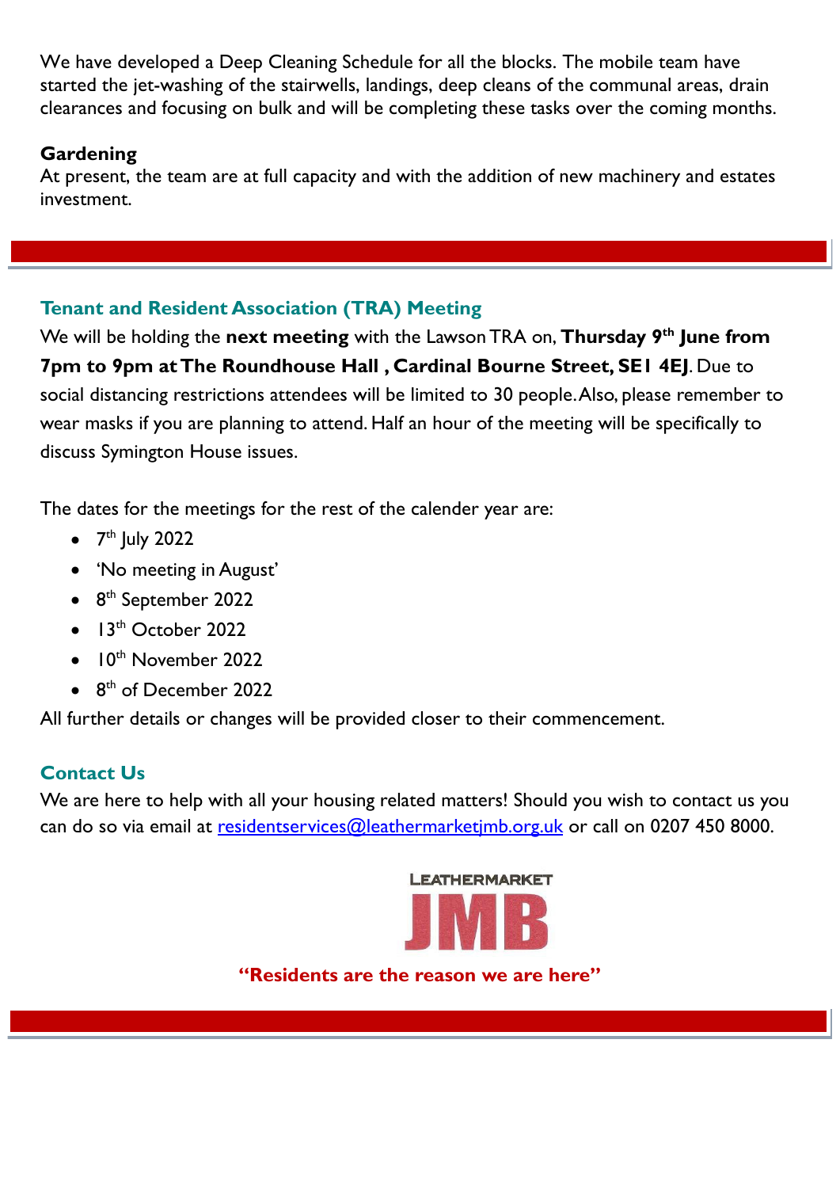We have developed a Deep Cleaning Schedule for all the blocks. The mobile team have started the jet-washing of the stairwells, landings, deep cleans of the communal areas, drain clearances and focusing on bulk and will be completing these tasks over the coming months.

**Gardening**

At present, the team are at full capacity and with the addition of new machinery and estates investment.

## Tenant and Resident Association (TRA) Meeting

We will be holding the **next meeting** with the Lawson TRA on, **Thursday 9th June from 7pm to 9pm at The Roundhouse Hall , Cardinal Bourne Street, SE1 4EJ**. Due to social distancing restrictions attendees will be limited to 30 people. Also, please remember to wear masks if you are planning to attend. Half an hour of the meeting will be specifically to discuss Symington House issues.

The dates for the meetings for the rest of the calender year are:

- 7th July 2022
- 'No meeting in August'
- 8th September 2022
- 13th October 2022
- 10th November 2022
- 8th of December 2022

All further details or changes will be provided closer to their commencement.

## Contact Us

We are here to help with all your housing related matters! Should you wish to contact us you can do so via email at residentservices@leathermarketjmb.org.uk or call on 0207 450 8000.

LEATHERMARKET JMB

**"Residents are the reason we are here"**